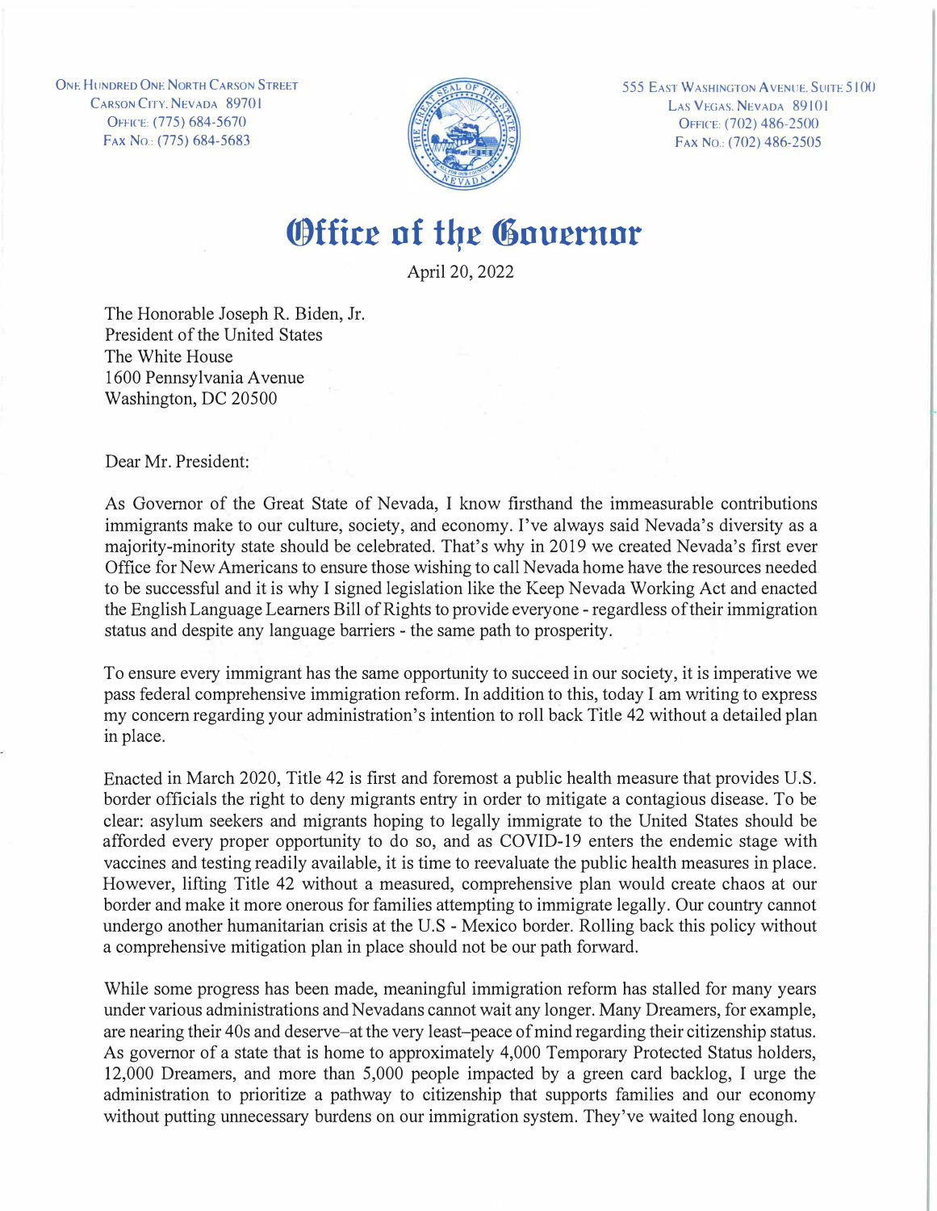One Hundred One North Carson Street
Carson City, Nevada 89701
Office: (775) 684-5670
Fax No.: (775) 684-5683

555 East Washington Avenue, Suite 5100
Las Vegas, Nevada 89101
Office: (702) 486-2500
Fax No.: (702) 486-2505

# Office of the Governor

April 20, 2022

The Honorable Joseph R. Biden, Jr.
President of the United States
The White House
1600 Pennsylvania Avenue
Washington, DC 20500

Dear Mr. President:

As Governor of the Great State of Nevada, I know firsthand the immeasurable contributions immigrants make to our culture, society, and economy. I've always said Nevada's diversity as a majority-minority state should be celebrated. That's why in 2019 we created Nevada's first ever Office for New Americans to ensure those wishing to call Nevada home have the resources needed to be successful and it is why I signed legislation like the Keep Nevada Working Act and enacted the English Language Learners Bill of Rights to provide everyone - regardless of their immigration status and despite any language barriers - the same path to prosperity.

To ensure every immigrant has the same opportunity to succeed in our society, it is imperative we pass federal comprehensive immigration reform. In addition to this, today I am writing to express my concern regarding your administration's intention to roll back Title 42 without a detailed plan in place.

Enacted in March 2020, Title 42 is first and foremost a public health measure that provides U.S. border officials the right to deny migrants entry in order to mitigate a contagious disease. To be clear: asylum seekers and migrants hoping to legally immigrate to the United States should be afforded every proper opportunity to do so, and as COVID-19 enters the endemic stage with vaccines and testing readily available, it is time to reevaluate the public health measures in place. However, lifting Title 42 without a measured, comprehensive plan would create chaos at our border and make it more onerous for families attempting to immigrate legally. Our country cannot undergo another humanitarian crisis at the U.S - Mexico border. Rolling back this policy without a comprehensive mitigation plan in place should not be our path forward.

While some progress has been made, meaningful immigration reform has stalled for many years under various administrations and Nevadans cannot wait any longer. Many Dreamers, for example, are nearing their 40s and deserve–at the very least–peace of mind regarding their citizenship status. As governor of a state that is home to approximately 4,000 Temporary Protected Status holders, 12,000 Dreamers, and more than 5,000 people impacted by a green card backlog, I urge the administration to prioritize a pathway to citizenship that supports families and our economy without putting unnecessary burdens on our immigration system. They've waited long enough.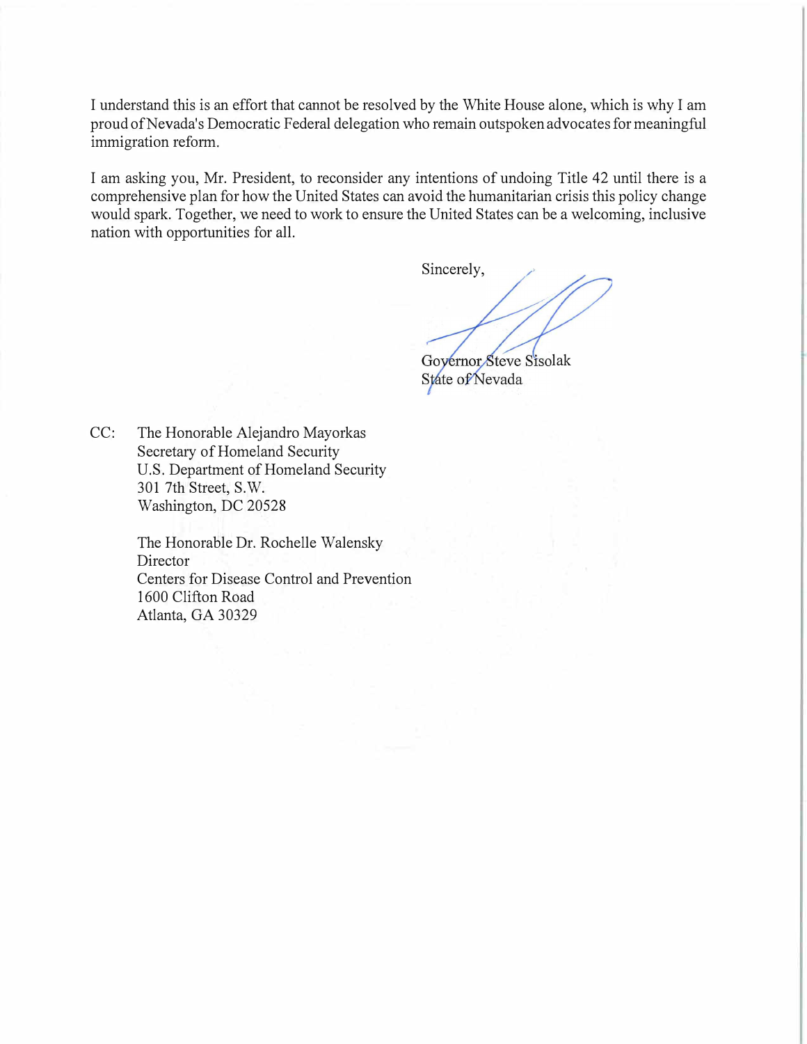I understand this is an effort that cannot be resolved by the White House alone, which is why I am proud of Nevada's Democratic Federal delegation who remain outspoken advocates for meaningful immigration reform.

I am asking you, Mr. President, to reconsider any intentions of undoing Title 42 until there is a comprehensive plan for how the United States can avoid the humanitarian crisis this policy change would spark. Together, we need to work to ensure the United States can be a welcoming, inclusive nation with opportunities for all.

Sincerely,

Governor Steve Sisolak
State of Nevada

CC: The Honorable Alejandro Mayorkas
Secretary of Homeland Security
U.S. Department of Homeland Security
301 7th Street, S.W.
Washington, DC 20528

The Honorable Dr. Rochelle Walensky
Director
Centers for Disease Control and Prevention
1600 Clifton Road
Atlanta, GA 30329